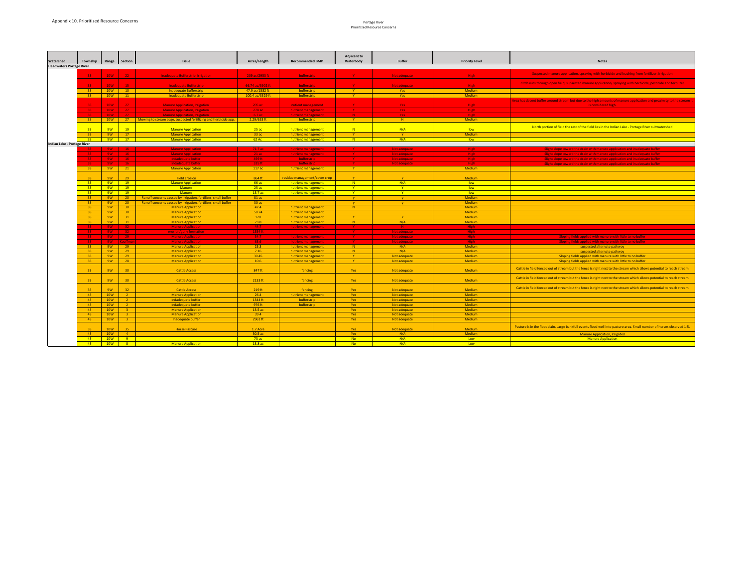Appendix 10. Prioritized Resource Concerns

Portage River
Prioritized Resource Concerns

| Watershed | Township | Range | Section | Issue | Acres/Length | Recommended BMP | Adjacent to Waterbody | Buffer | Priority Level | Notes |
|---|---|---|---|---|---|---|---|---|---|---|
| Headwaters Portage River | | | | | | | | | | |
| | 3S | 10W | 22 | Inadequate Bufferstrip, Irrigation | 209 ac/2553 ft | bufferstrip | Y | Not adequate | High | Suspected manure application, spraying with herbicide and leaching from fertilizer, irrigation |
| | 3S | 10W | 15 | Inadequate Bufferstrip | 56.74 ac/5902 ft | bufferstrip | Y | Not adequate | High | ditch runs through open field, suspected manure application, spraying with herbicide, pesticide and fertilizer |
| | 3S | 10W | 10 | Inadequate Bufferstrip | 47.9 ac/1582 ft | bufferstrip | Y | Yes | Medium | |
| | 3S | 10W | 11 | Inadequate Bufferstrip | 100.4 ac/3329 ft | bufferstrip | Y | Yes | Medium | |
| | 3S | 10W | 27 | Manure Application, Irrigation | 209 ac | nutrient management | Y | Yes | High | Area has decent buffer around stream but due to the high amounts of manure application and proximity to the stream it is considered high |
| | 3S | 10W | 27 | Manure Application, Irrigation | 178 ac | nutrient management | Y | Yes | High | |
| | 3S | 10W | 27 | Manure Application, Irrigation | 6.7 ac | nutrient management | N | Yes | High | |
| | 3S | 10W | 27 | Mowing to stream edge, suspected fertilizing and herbicide app. | 2.29/653 ft | bufferstrip | Y | N | Medium | |
| | 3S | 9W | 19 | Manure Application | 25 ac | nutrient management | N | N/A | low | North portion of field the rest of the field lies in the Indian Lake - Portage River subwatershed |
| | 3S | 9W | 17 | Manure Application | 33 ac | nutrient management | Y | Y | Medium | |
| | 3S | 9W | 17 | Manure Application | 62 Ac | nutrient management | N | N/A | low | |
| Indian Lake - Portage River | | | | | | | | | | |
| | 3S | 9W | 16 | Manure Application | 71.7 ac | nutrient management | Y | Not adequate | High | Slight slope toward the drain with manure application and inadequate buffer |
| | 3S | 9W | 16 | Manure Application | 21 ac | nutrient management | Y | Not adequate | High | Slight slope toward the drain with manure application and inadequate buffer |
| | 3S | 9W | 16 | Indadequate buffer | 459 ft | bufferstrip | Y | Not adequate | High | Slight slope toward the drain with manure application and inadequate buffer |
| | 3S | 9W | 16 | Indadequate buffer | 335 ft | bufferstrip | Y | Not adequate | High | Slight slope toward the drain with manure application and inadequate buffer |
| | 3S | 9W | 21 | Manure Application | 117 ac | nutrient management | Y | | Medium | |
| | 3S | 9W | 29 | Field Erosion | 864 ft | residue management/cover crop | Y | Y | Medium | |
| | 3S | 9W | 19 | Manure Application | 66 ac | nutrient management | N | N/A | low | |
| | 3S | 9W | 19 | Manure | 25 ac | nutrient management | Y | Y | low | |
| | 3S | 9W | 19 | Manure | 15.7 ac | nutrient management | Y | Y | low | |
| | 3S | 9W | 20 | Runoff concerns caused by Irrigation, fertilizer, small buffer | 81 ac | | y | y | Medium | |
| | 3S | 9W | 20 | Runoff concerns caused by Irrigation, fertilizer, small buffer | 30 ac | | y | y | Medium | |
| | 3S | 9W | 30 | Manure Application | 42.4 | nutrient management | N | | Medium | |
| | 3S | 9W | 30 | Manure Application | 58.24 | nutrient management | | | Medium | |
| | 3S | 9W | 31 | Manure Application | 120 | nutrient management | Y | Y | Medium | |
| | 3S | 9W | 31 | Manure Application | 73.8 | nutrient management | N | N/A | Medium | |
| | 3S | 9W | 32 | Manure Application | 44.7 | nutrient management | Y | N | High | |
| | 3S | 9W | 32 | erosion/gully formation | 1554 ft | | Y | Not adequate | High | |
| | 3S | 9W | 29 | Manure Application | 54.7 | nutrient management | Y | Not adequate | High | Sloping fields applied with manure with little to no buffer |
| | 3S | 9W | Kauffman | Manure Application | 83.6 | nutrient management | Y | Not adequate | High | Sloping fields applied with manure with little to no buffer |
| | 3S | 9W | 29 | Manure Application | 25.3 | nutrient management | N | N/A | Medium | suspected alternate pathway |
| | 3S | 9W | 29 | Manure Application | 7.16 | nutrient management | N | N/A | Medium | suspected alternate pathway |
| | 3S | 9W | 29 | Manure Application | 30.45 | nutrient management | Y | Not adequate | Medium | Sloping fields applied with manure with little to no buffer |
| | 3S | 9W | 28 | Manure Application | 10.6 | nutrient management | Y | Not adequate | Medium | Sloping fields applied with manure with little to no buffer |
| | 3S | 9W | 30 | Cattle Access | 847 ft | fencing | Yes | Not adequate | Medium | Cattle in field fenced out of stream but the fence is right next to the stream which allows potential to reach stream |
| | 3S | 9W | 30 | Cattle Access | 2133 ft | fencing | Yes | Not adequate | Medium | Cattle in field fenced out of stream but the fence is right next to the stream which allows potential to reach stream |
| | 3S | 9W | 32 | Cattle Access | 219 ft | fencing | Yes | Not adequate | Medium | Cattle in field fenced out of stream but the fence is right next to the stream which allows potential to reach stream |
| | 4S | 10W | 2 | Manure Application | 26.4 | nutrient management | Yes | Not adequate | Medium | |
| | 4S | 10W | 2 | Indadequate buffer | 1344 ft | bufferstrip | Yes | Not adequate | Medium | |
| | 4S | 10W | 2 | Indadequate buffer | 976 ft | bufferstrip | Yes | Not adequate | Medium | |
| | 4S | 10W | 3 | Manure Application | 13.5 ac | | Yes | Not adequate | Medium | |
| | 4S | 10W | 3 | Manure Application | 39.4 | | Yes | Not adequate | Medium | |
| | 4S | 10W | 3 | Inadequate buffer | 2961 ft | | Yes | Not adequate | Medium | |
| | 3S | 10W | 35 | Horse Pasture | 1.7 Acre | | Yes | Not adequate | Medium | Pasture is in the floodplain. Large bankfull events flood well into pasture area. Small number of horses observed 1-5. |
| | 4S | 10W | 4 | | 30.5 ac | | Yes | N/A | Medium | Manure Application, Irrigated |
| | 4S | 10W | 9 | | 73 ac | | No | N/A | Low | Manure Application |
| | 4S | 10W | 8 | Manure Application | 13.8 ac | | No | N/A | Low | |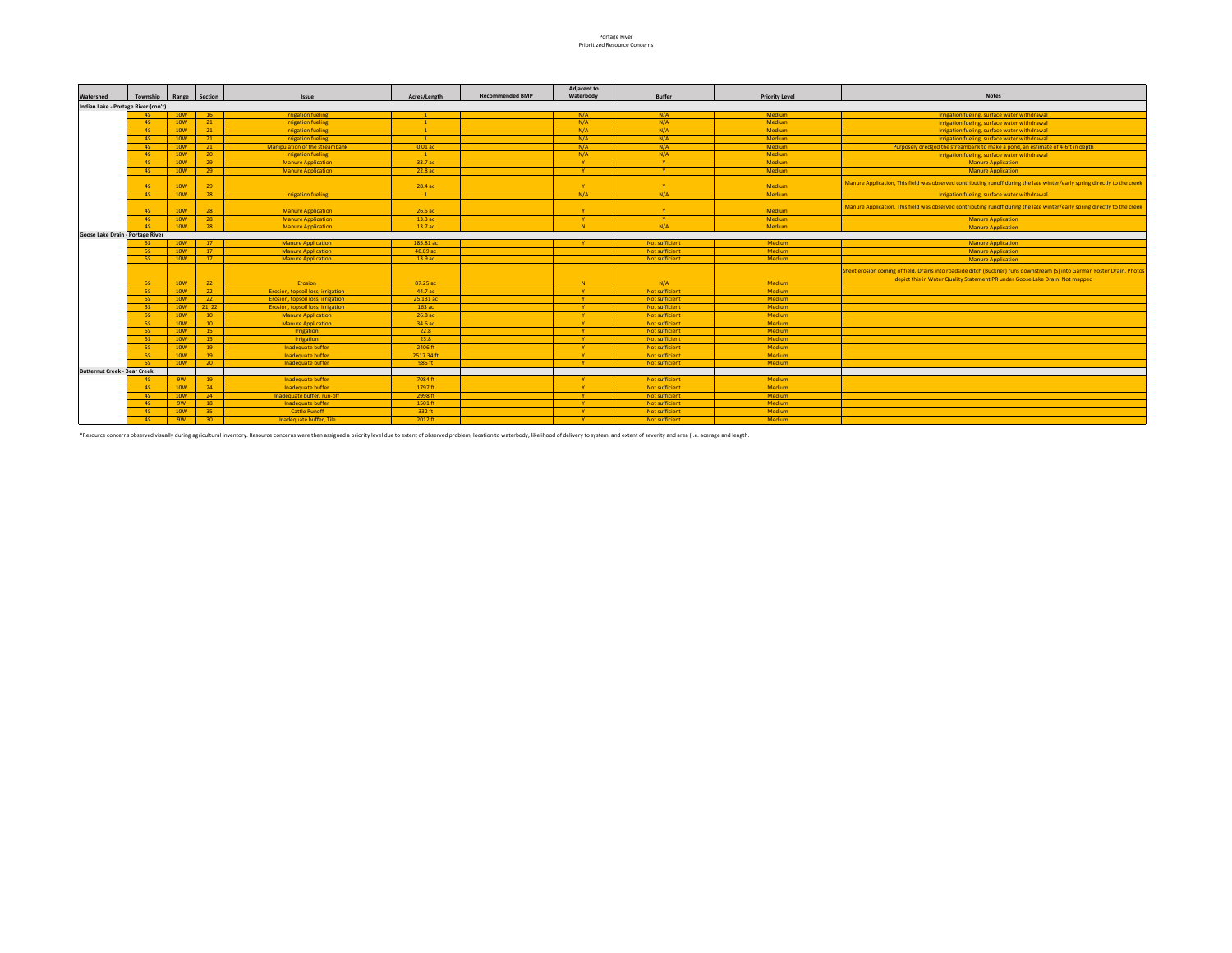Portage River
Prioritized Resource Concerns

| Watershed | Township | Range | Section | Issue | Acres/Length | Recommended BMP | Adjacent to Waterbody | Buffer | Priority Level | Notes |
|---|---|---|---|---|---|---|---|---|---|---|
| Indian Lake - Portage River (con't) | | | | | | | | | | |
| | 4S | 10W | 16 | Irrigation fueling | 1 | | N/A | N/A | Medium | Irrigation fueling, surface water withdrawal |
| | 4S | 10W | 21 | Irrigation fueling | 1 | | N/A | N/A | Medium | Irrigation fueling, surface water withdrawal |
| | 4S | 10W | 21 | Irrigation fueling | 1 | | N/A | N/A | Medium | Irrigation fueling, surface water withdrawal |
| | 4S | 10W | 21 | Irrigation fueling | 1 | | N/A | N/A | Medium | Irrigation fueling, surface water withdrawal |
| | 4S | 10W | 21 | Manipulation of the streambank | 0.01 ac | | N/A | N/A | Medium | Purposely dredged the streambank to make a pond, an estimate of 4-6ft in depth |
| | 4S | 10W | 20 | Irrigation fueling | 1 | | N/A | N/A | Medium | Irrigation fueling, surface water withdrawal |
| | 4S | 10W | 29 | Manure Application | 33.7 ac | | Y | Y | Medium | Manure Application |
| | 4S | 10W | 29 | Manure Application | 22.8 ac | | Y | Y | Medium | Manure Application |
| | 4S | 10W | 29 | | 28.4 ac | | Y | Y | Medium | Manure Application, This field was observed contributing runoff during the late winter/early spring directly to the creek |
| | 4S | 10W | 28 | Irrigation fueling | 1 | | N/A | N/A | Medium | Irrigation fueling, surface water withdrawal |
| | 4S | 10W | 28 | Manure Application | 26.5 ac | | Y | Y | Medium | Manure Application, This field was observed contributing runoff during the late winter/early spring directly to the creek |
| | 4S | 10W | 28 | Manure Application | 13.3 ac | | Y | Y | Medium | Manure Application |
| | 4S | 10W | 28 | Manure Application | 13.7 ac | | N | N/A | Medium | Manure Application |
| Goose Lake Drain - Portage River | | | | | | | | | | |
| | 5S | 10W | 17 | Manure Application | 185.81 ac | | Y | Not sufficient | Medium | Manure Application |
| | 5S | 10W | 17 | Manure Application | 48.89 ac | | | Not sufficient | Medium | Manure Application |
| | 5S | 10W | 17 | Manure Application | 13.9 ac | | | Not sufficient | Medium | Manure Application |
| | 5S | 10W | 22 | Erosion | 87.25 ac | | N | N/A | Medium | Sheet erosion coming of field. Drains into roadside ditch (Buckner) runs downstream (S) into Garman Foster Drain. Photos depict this in Water Quality Statement PR under Goose Lake Drain. Not mapped |
| | 5S | 10W | 22 | Erosion, topsoil loss, irrigation | 44.7 ac | | Y | Not sufficient | Medium | |
| | 5S | 10W | 22 | Erosion, topsoil loss, irrigation | 25.131 ac | | Y | Not sufficient | Medium | |
| | 5S | 10W | 21, 22 | Erosion, topsoil loss, irrigation | 163 ac | | Y | Not sufficient | Medium | |
| | 5S | 10W | 10 | Manure Application | 26.8 ac | | Y | Not sufficient | Medium | |
| | 5S | 10W | 10 | Manure Application | 34.6 ac | | Y | Not sufficient | Medium | |
| | 5S | 10W | 15 | Irrigation | 22.8 | | Y | Not sufficient | Medium | |
| | 5S | 10W | 15 | Irrigation | 23.8 | | Y | Not sufficient | Medium | |
| | 5S | 10W | 19 | Inadequate buffer | 2406 ft | | Y | Not sufficient | Medium | |
| | 5S | 10W | 19 | Inadequate buffer | 2517.34 ft | | Y | Not sufficient | Medium | |
| | 5S | 10W | 20 | Inadequate buffer | 985 ft | | Y | Not sufficient | Medium | |
| Butternut Creek - Bear Creek | | | | | | | | | | |
| | 4S | 9W | 19 | Inadequate buffer | 7084 ft | | Y | Not sufficient | Medium | |
| | 4S | 10W | 24 | Inadequate buffer | 1797 ft | | Y | Not sufficient | Medium | |
| | 4S | 10W | 24 | Inadequate buffer, run-off | 2998 ft | | Y | Not sufficient | Medium | |
| | 4S | 9W | 18 | Inadequate buffer | 1501 ft | | Y | Not sufficient | Medium | |
| | 4S | 10W | 35 | Cattle Runoff | 332 ft | | Y | Not sufficient | Medium | |
| | 4S | 9W | 30 | Inadequate buffer, Tile | 2012 ft | | Y | Not sufficient | Medium | |

*Resource concerns observed visually during agricultural inventory. Resource concerns were then assigned a priority level due to extent of observed problem, location to waterbody, likelihood of delivery to system, and extent of severity and area (i.e. acerage and length.